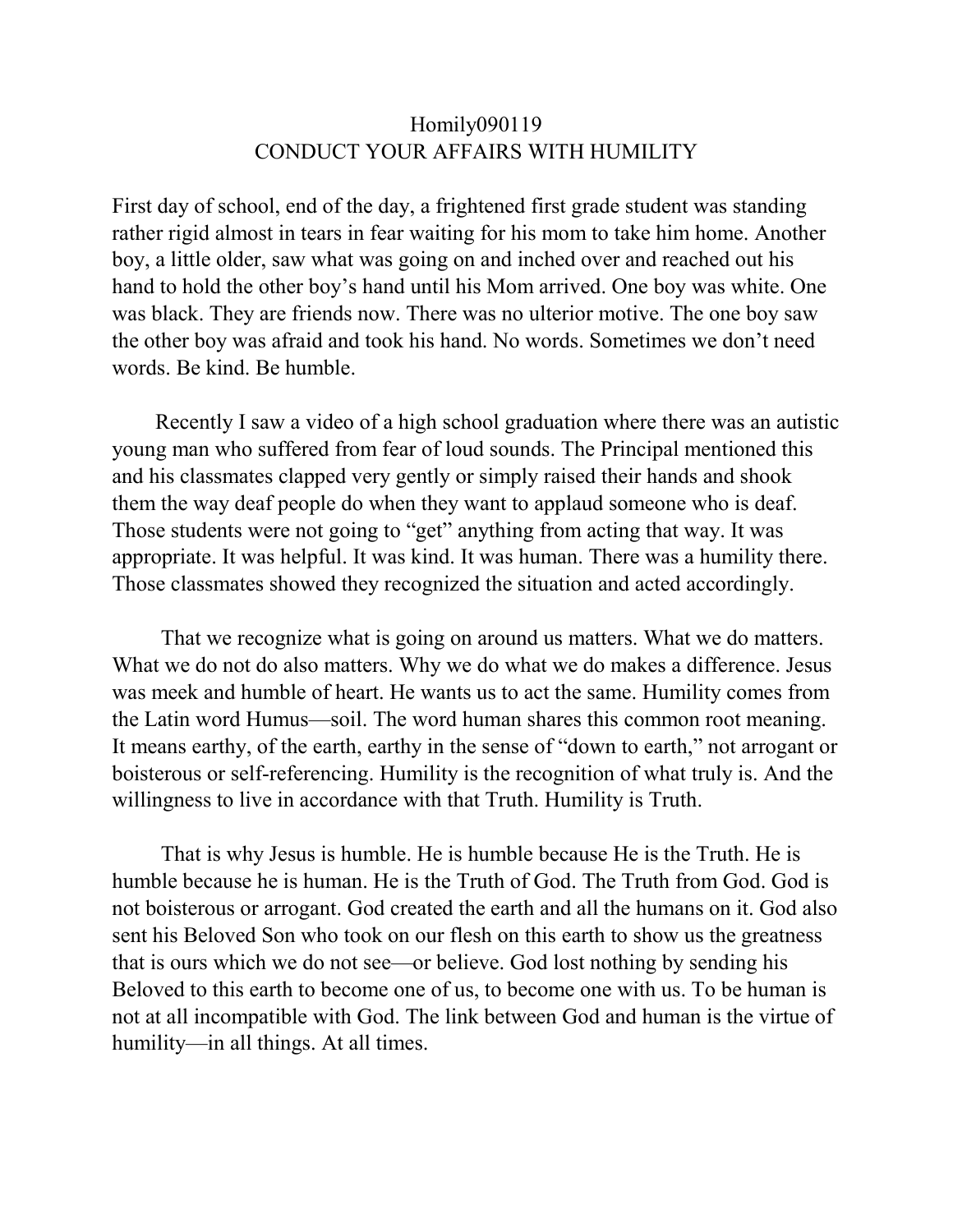# Homily090119
## CONDUCT YOUR AFFAIRS WITH HUMILITY

First day of school, end of the day, a frightened first grade student was standing rather rigid almost in tears in fear waiting for his mom to take him home. Another boy, a little older, saw what was going on and inched over and reached out his hand to hold the other boy's hand until his Mom arrived. One boy was white. One was black. They are friends now. There was no ulterior motive. The one boy saw the other boy was afraid and took his hand. No words. Sometimes we don't need words. Be kind. Be humble.

Recently I saw a video of a high school graduation where there was an autistic young man who suffered from fear of loud sounds. The Principal mentioned this and his classmates clapped very gently or simply raised their hands and shook them the way deaf people do when they want to applaud someone who is deaf. Those students were not going to "get" anything from acting that way. It was appropriate. It was helpful. It was kind. It was human. There was a humility there. Those classmates showed they recognized the situation and acted accordingly.

That we recognize what is going on around us matters. What we do matters. What we do not do also matters. Why we do what we do makes a difference. Jesus was meek and humble of heart. He wants us to act the same. Humility comes from the Latin word Humus—soil. The word human shares this common root meaning. It means earthy, of the earth, earthy in the sense of "down to earth," not arrogant or boisterous or self-referencing. Humility is the recognition of what truly is. And the willingness to live in accordance with that Truth. Humility is Truth.

That is why Jesus is humble. He is humble because He is the Truth. He is humble because he is human. He is the Truth of God. The Truth from God. God is not boisterous or arrogant. God created the earth and all the humans on it. God also sent his Beloved Son who took on our flesh on this earth to show us the greatness that is ours which we do not see—or believe. God lost nothing by sending his Beloved to this earth to become one of us, to become one with us. To be human is not at all incompatible with God. The link between God and human is the virtue of humility—in all things. At all times.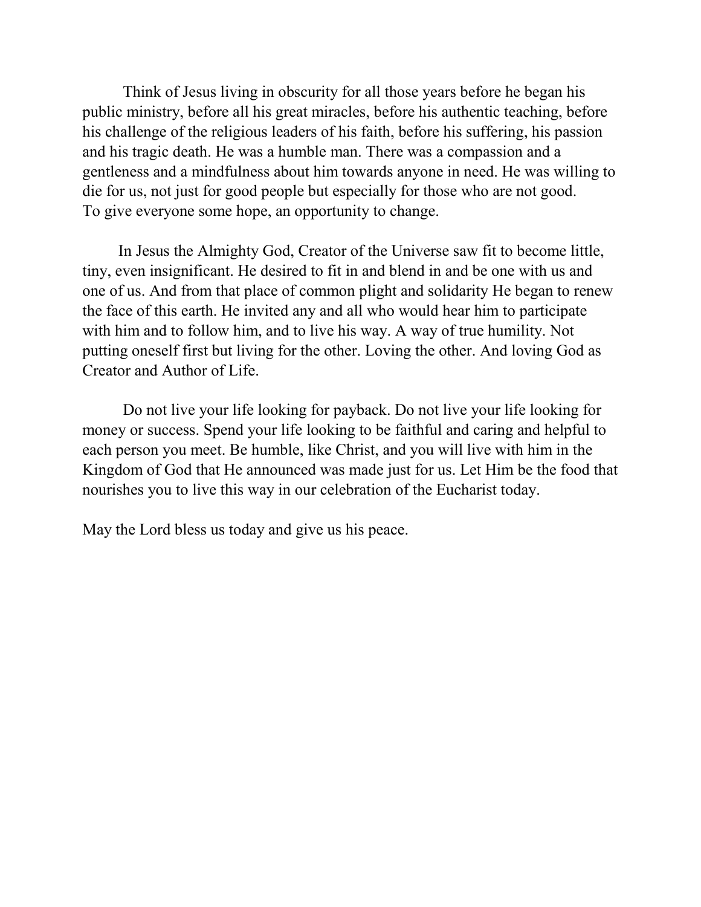Think of Jesus living in obscurity for all those years before he began his public ministry, before all his great miracles, before his authentic teaching, before his challenge of the religious leaders of his faith, before his suffering, his passion and his tragic death. He was a humble man. There was a compassion and a gentleness and a mindfulness about him towards anyone in need. He was willing to die for us, not just for good people but especially for those who are not good. To give everyone some hope, an opportunity to change.

In Jesus the Almighty God, Creator of the Universe saw fit to become little, tiny, even insignificant. He desired to fit in and blend in and be one with us and one of us. And from that place of common plight and solidarity He began to renew the face of this earth. He invited any and all who would hear him to participate with him and to follow him, and to live his way. A way of true humility. Not putting oneself first but living for the other. Loving the other. And loving God as Creator and Author of Life.

Do not live your life looking for payback. Do not live your life looking for money or success. Spend your life looking to be faithful and caring and helpful to each person you meet. Be humble, like Christ, and you will live with him in the Kingdom of God that He announced was made just for us. Let Him be the food that nourishes you to live this way in our celebration of the Eucharist today.

May the Lord bless us today and give us his peace.